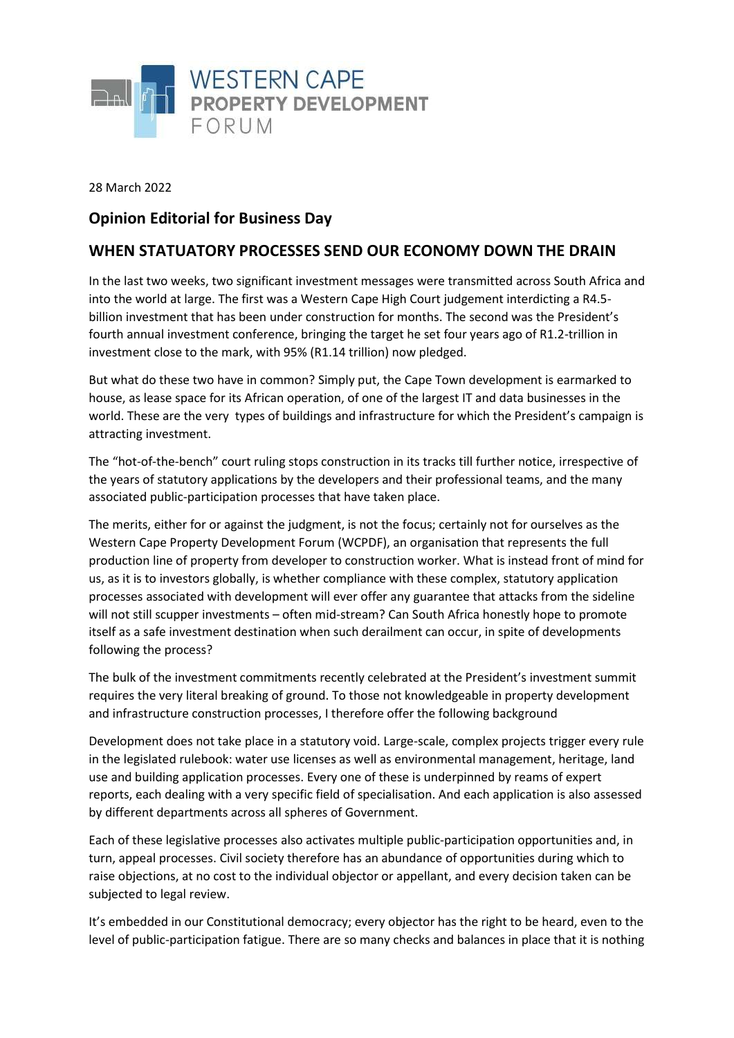WESTERN CAPE
**PROPERTY DEVELOPMENT**
FORUM

28 March 2022

## Opinion Editorial for Business Day

## WHEN STATUTORY PROCESSES SEND OUR ECONOMY DOWN THE DRAIN

In the last two weeks, two significant investment messages were transmitted across South Africa and into the world at large. The first was a Western Cape High Court judgement interdicting a R4.5-billion investment that has been under construction for months. The second was the President's fourth annual investment conference, bringing the target he set four years ago of R1.2-trillion in investment close to the mark, with 95% (R1.14 trillion) now pledged.

But what do these two have in common? Simply put, the Cape Town development is earmarked to house, as lease space for its African operation, of one of the largest IT and data businesses in the world. These are the very types of buildings and infrastructure for which the President's campaign is attracting investment.

The "hot-of-the-bench" court ruling stops construction in its tracks till further notice, irrespective of the years of statutory applications by the developers and their professional teams, and the many associated public-participation processes that have taken place.

The merits, either for or against the judgment, is not the focus; certainly not for ourselves as the Western Cape Property Development Forum (WCPDF), an organisation that represents the full production line of property from developer to construction worker. What is instead front of mind for us, as it is to investors globally, is whether compliance with these complex, statutory application processes associated with development will ever offer any guarantee that attacks from the sideline will not still scupper investments – often mid-stream? Can South Africa honestly hope to promote itself as a safe investment destination when such derailment can occur, in spite of developments following the process?

The bulk of the investment commitments recently celebrated at the President's investment summit requires the very literal breaking of ground. To those not knowledgeable in property development and infrastructure construction processes, I therefore offer the following background

Development does not take place in a statutory void. Large-scale, complex projects trigger every rule in the legislated rulebook: water use licenses as well as environmental management, heritage, land use and building application processes. Every one of these is underpinned by reams of expert reports, each dealing with a very specific field of specialisation. And each application is also assessed by different departments across all spheres of Government.

Each of these legislative processes also activates multiple public-participation opportunities and, in turn, appeal processes. Civil society therefore has an abundance of opportunities during which to raise objections, at no cost to the individual objector or appellant, and every decision taken can be subjected to legal review.

It's embedded in our Constitutional democracy; every objector has the right to be heard, even to the level of public-participation fatigue. There are so many checks and balances in place that it is nothing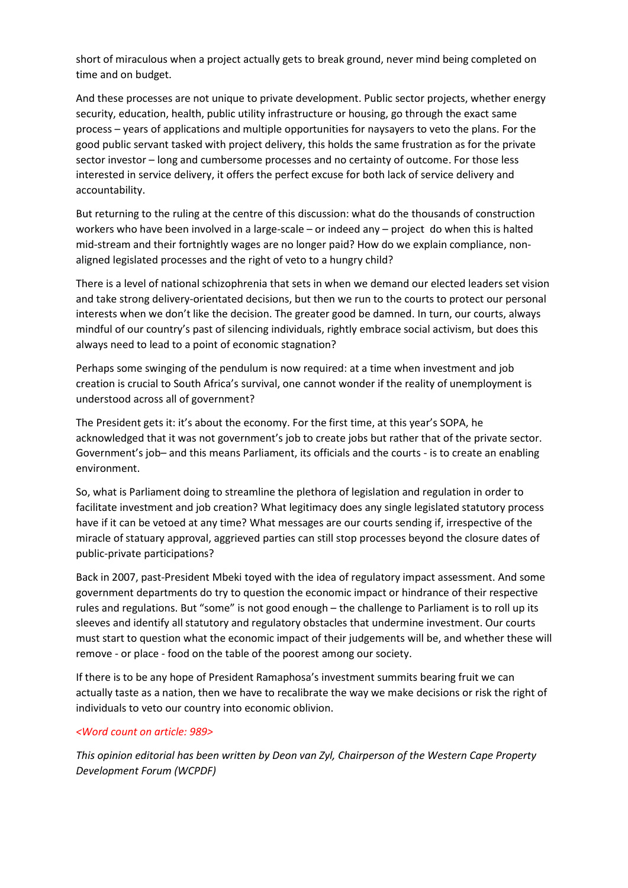short of miraculous when a project actually gets to break ground, never mind being completed on time and on budget.

And these processes are not unique to private development. Public sector projects, whether energy security, education, health, public utility infrastructure or housing, go through the exact same process – years of applications and multiple opportunities for naysayers to veto the plans. For the good public servant tasked with project delivery, this holds the same frustration as for the private sector investor – long and cumbersome processes and no certainty of outcome. For those less interested in service delivery, it offers the perfect excuse for both lack of service delivery and accountability.

But returning to the ruling at the centre of this discussion: what do the thousands of construction workers who have been involved in a large-scale – or indeed any – project do when this is halted mid-stream and their fortnightly wages are no longer paid? How do we explain compliance, non-aligned legislated processes and the right of veto to a hungry child?

There is a level of national schizophrenia that sets in when we demand our elected leaders set vision and take strong delivery-orientated decisions, but then we run to the courts to protect our personal interests when we don't like the decision. The greater good be damned. In turn, our courts, always mindful of our country's past of silencing individuals, rightly embrace social activism, but does this always need to lead to a point of economic stagnation?

Perhaps some swinging of the pendulum is now required: at a time when investment and job creation is crucial to South Africa's survival, one cannot wonder if the reality of unemployment is understood across all of government?

The President gets it: it's about the economy. For the first time, at this year's SOPA, he acknowledged that it was not government's job to create jobs but rather that of the private sector. Government's job– and this means Parliament, its officials and the courts - is to create an enabling environment.

So, what is Parliament doing to streamline the plethora of legislation and regulation in order to facilitate investment and job creation? What legitimacy does any single legislated statutory process have if it can be vetoed at any time? What messages are our courts sending if, irrespective of the miracle of statuary approval, aggrieved parties can still stop processes beyond the closure dates of public-private participations?

Back in 2007, past-President Mbeki toyed with the idea of regulatory impact assessment. And some government departments do try to question the economic impact or hindrance of their respective rules and regulations. But "some" is not good enough – the challenge to Parliament is to roll up its sleeves and identify all statutory and regulatory obstacles that undermine investment. Our courts must start to question what the economic impact of their judgements will be, and whether these will remove - or place - food on the table of the poorest among our society.

If there is to be any hope of President Ramaphosa's investment summits bearing fruit we can actually taste as a nation, then we have to recalibrate the way we make decisions or risk the right of individuals to veto our country into economic oblivion.

*<Word count on article: 989>*

*This opinion editorial has been written by Deon van Zyl, Chairperson of the Western Cape Property Development Forum (WCPDF)*